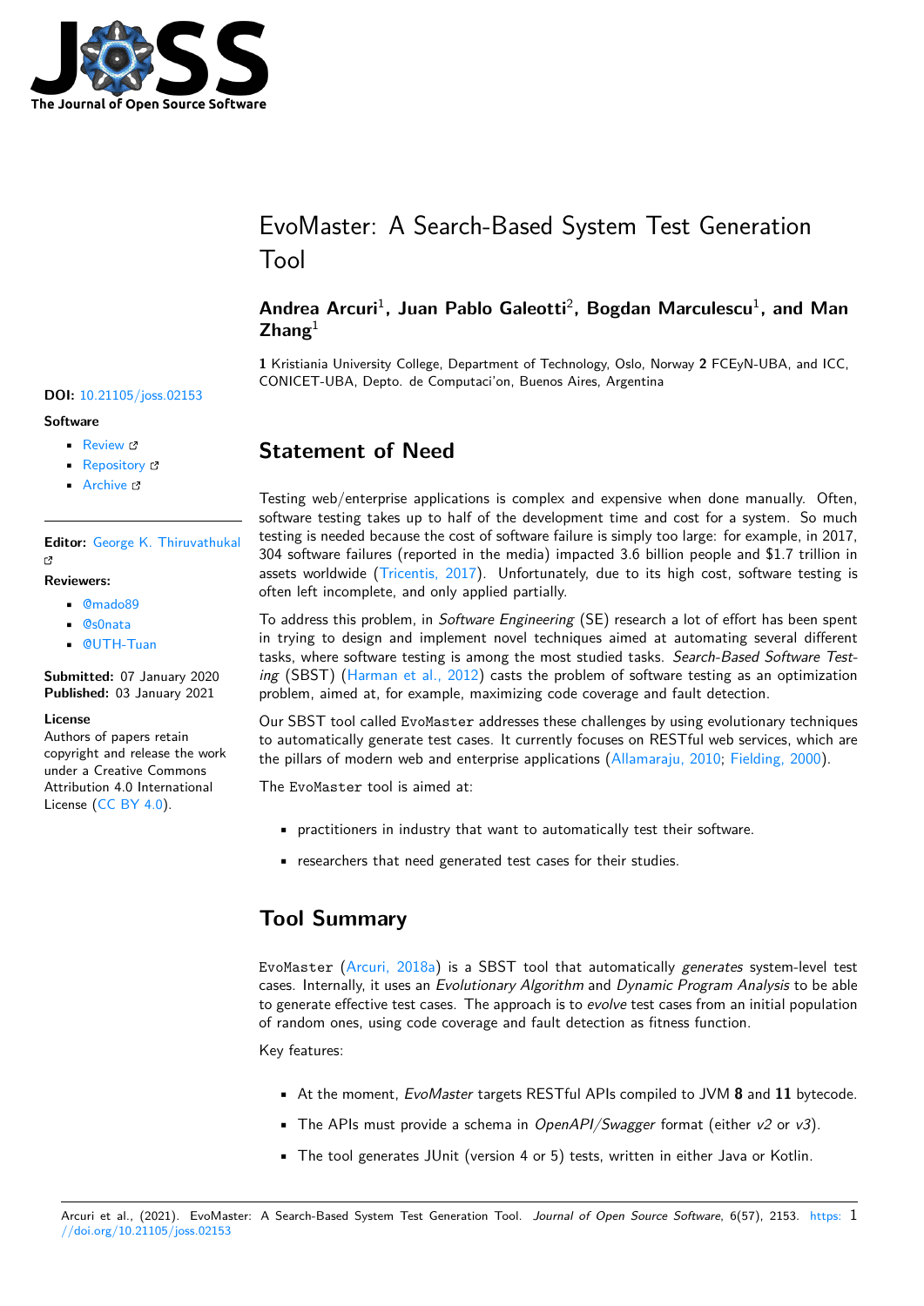# EvoMaster: A Search-Based System Test Generation Tool

**Andrea Arcuri**[1], **Juan Pablo Galeotti**[2], **Bogdan Marculescu**[1], **and Man Zhang**[1]

**1** Kristiania University College, Department of Technology, Oslo, Norway **2** FCEyN-UBA, and ICC, CONICET-UBA, Depto. de Computaci'on, Buenos Aires, Argentina

**DOI:** 10.21105/joss.02153

**Software**

- Review
- Repository
- Archive

**Editor:** George K. Thiruvathukal

**Reviewers:**

- @mado89
- @s0nata
- @UTH-Tuan

**Submitted:** 07 January 2020
**Published:** 03 January 2021

**License**
Authors of papers retain copyright and release the work under a Creative Commons Attribution 4.0 International License (CC BY 4.0).

## Statement of Need

Testing web/enterprise applications is complex and expensive when done manually. Often, software testing takes up to half of the development time and cost for a system. So much testing is needed because the cost of software failure is simply too large: for example, in 2017, 304 software failures (reported in the media) impacted 3.6 billion people and $1.7 trillion in assets worldwide (Tricentis, 2017). Unfortunately, due to its high cost, software testing is often left incomplete, and only applied partially.

To address this problem, in *Software Engineering* (SE) research a lot of effort has been spent in trying to design and implement novel techniques aimed at automating several different tasks, where software testing is among the most studied tasks. *Search-Based Software Testing* (SBST) (Harman et al., 2012) casts the problem of software testing as an optimization problem, aimed at, for example, maximizing code coverage and fault detection.

Our SBST tool called `EvoMaster` addresses these challenges by using evolutionary techniques to automatically generate test cases. It currently focuses on RESTful web services, which are the pillars of modern web and enterprise applications (Allamaraju, 2010; Fielding, 2000).

The `EvoMaster` tool is aimed at:

- practitioners in industry that want to automatically test their software.
- researchers that need generated test cases for their studies.

## Tool Summary

`EvoMaster` (Arcuri, 2018a) is a SBST tool that automatically *generates* system-level test cases. Internally, it uses an *Evolutionary Algorithm* and *Dynamic Program Analysis* to be able to generate effective test cases. The approach is to *evolve* test cases from an initial population of random ones, using code coverage and fault detection as fitness function.

Key features:

- At the moment, *EvoMaster* targets RESTful APIs compiled to JVM **8** and **11** bytecode.
- The APIs must provide a schema in *OpenAPI/Swagger* format (either *v2* or *v3*).
- The tool generates JUnit (version 4 or 5) tests, written in either Java or Kotlin.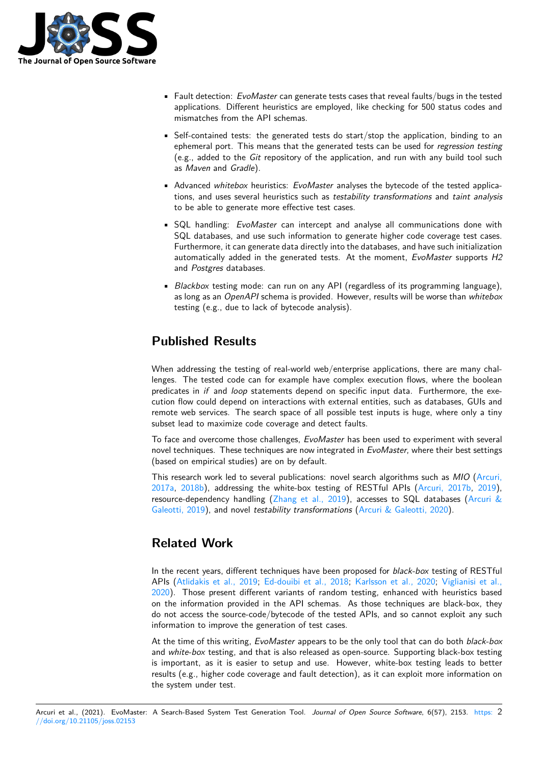- Fault detection: *EvoMaster* can generate tests cases that reveal faults/bugs in the tested applications. Different heuristics are employed, like checking for 500 status codes and mismatches from the API schemas.
- Self-contained tests: the generated tests do start/stop the application, binding to an ephemeral port. This means that the generated tests can be used for *regression testing* (e.g., added to the *Git* repository of the application, and run with any build tool such as *Maven* and *Gradle*).
- Advanced *whitebox* heuristics: *EvoMaster* analyses the bytecode of the tested applications, and uses several heuristics such as *testability transformations* and *taint analysis* to be able to generate more effective test cases.
- SQL handling: *EvoMaster* can intercept and analyse all communications done with SQL databases, and use such information to generate higher code coverage test cases. Furthermore, it can generate data directly into the databases, and have such initialization automatically added in the generated tests. At the moment, *EvoMaster* supports *H2* and *Postgres* databases.
- *Blackbox* testing mode: can run on any API (regardless of its programming language), as long as an *OpenAPI* schema is provided. However, results will be worse than *whitebox* testing (e.g., due to lack of bytecode analysis).

## Published Results

When addressing the testing of real-world web/enterprise applications, there are many challenges. The tested code can for example have complex execution flows, where the boolean predicates in *if* and *loop* statements depend on specific input data. Furthermore, the execution flow could depend on interactions with external entities, such as databases, GUIs and remote web services. The search space of all possible test inputs is huge, where only a tiny subset lead to maximize code coverage and detect faults.

To face and overcome those challenges, *EvoMaster* has been used to experiment with several novel techniques. These techniques are now integrated in *EvoMaster*, where their best settings (based on empirical studies) are on by default.

This research work led to several publications: novel search algorithms such as *MIO* (Arcuri, 2017a, 2018b), addressing the white-box testing of RESTful APIs (Arcuri, 2017b, 2019), resource-dependency handling (Zhang et al., 2019), accesses to SQL databases (Arcuri & Galeotti, 2019), and novel *testability transformations* (Arcuri & Galeotti, 2020).

## Related Work

In the recent years, different techniques have been proposed for *black-box* testing of RESTful APIs (Atlidakis et al., 2019; Ed-douibi et al., 2018; Karlsson et al., 2020; Viglianisi et al., 2020). Those present different variants of random testing, enhanced with heuristics based on the information provided in the API schemas. As those techniques are black-box, they do not access the source-code/bytecode of the tested APIs, and so cannot exploit any such information to improve the generation of test cases.

At the time of this writing, *EvoMaster* appears to be the only tool that can do both *black-box* and *white-box* testing, and that is also released as open-source. Supporting black-box testing is important, as it is easier to setup and use. However, white-box testing leads to better results (e.g., higher code coverage and fault detection), as it can exploit more information on the system under test.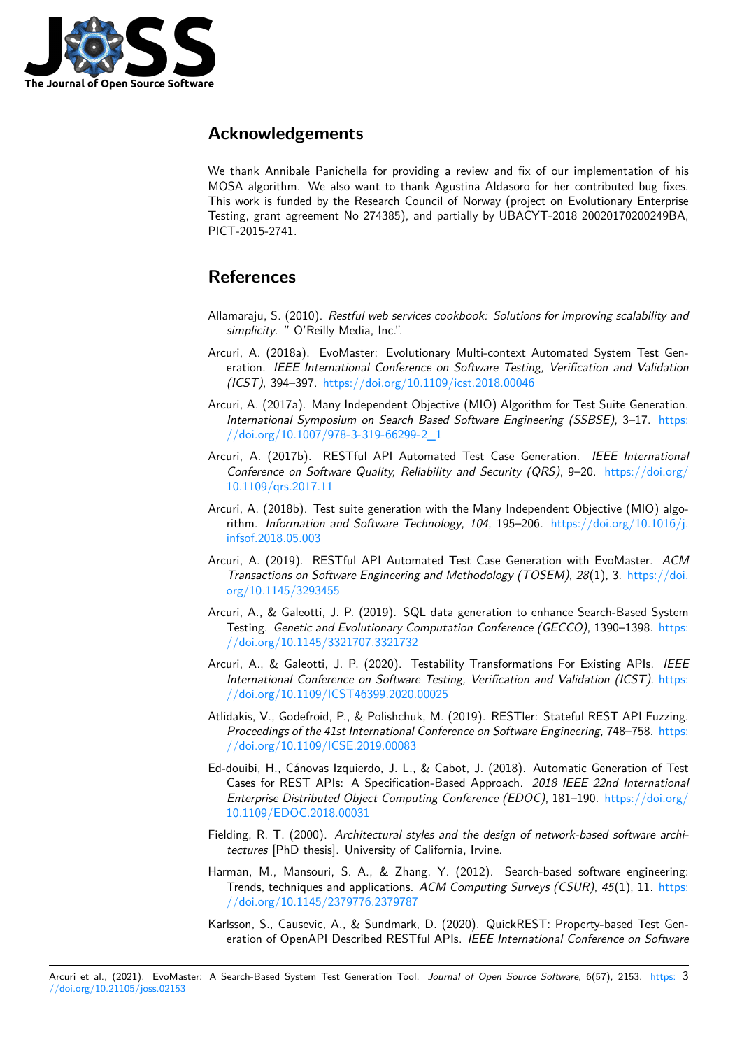## Acknowledgements

We thank Annibale Panichella for providing a review and fix of our implementation of his MOSA algorithm. We also want to thank Agustina Aldasoro for her contributed bug fixes. This work is funded by the Research Council of Norway (project on Evolutionary Enterprise Testing, grant agreement No 274385), and partially by UBACYT-2018 20020170200249BA, PICT-2015-2741.

## References

Allamaraju, S. (2010). *Restful web services cookbook: Solutions for improving scalability and simplicity.* " O'Reilly Media, Inc.".

Arcuri, A. (2018a). EvoMaster: Evolutionary Multi-context Automated System Test Generation. *IEEE International Conference on Software Testing, Verification and Validation (ICST)*, 394–397. https://doi.org/10.1109/icst.2018.00046

Arcuri, A. (2017a). Many Independent Objective (MIO) Algorithm for Test Suite Generation. *International Symposium on Search Based Software Engineering (SSBSE)*, 3–17. https://doi.org/10.1007/978-3-319-66299-2_1

Arcuri, A. (2017b). RESTful API Automated Test Case Generation. *IEEE International Conference on Software Quality, Reliability and Security (QRS)*, 9–20. https://doi.org/10.1109/qrs.2017.11

Arcuri, A. (2018b). Test suite generation with the Many Independent Objective (MIO) algorithm. *Information and Software Technology*, *104*, 195–206. https://doi.org/10.1016/j.infsof.2018.05.003

Arcuri, A. (2019). RESTful API Automated Test Case Generation with EvoMaster. *ACM Transactions on Software Engineering and Methodology (TOSEM)*, *28*(1), 3. https://doi.org/10.1145/3293455

Arcuri, A., & Galeotti, J. P. (2019). SQL data generation to enhance Search-Based System Testing. *Genetic and Evolutionary Computation Conference (GECCO)*, 1390–1398. https://doi.org/10.1145/3321707.3321732

Arcuri, A., & Galeotti, J. P. (2020). Testability Transformations For Existing APIs. *IEEE International Conference on Software Testing, Verification and Validation (ICST)*. https://doi.org/10.1109/ICST46399.2020.00025

Atlidakis, V., Godefroid, P., & Polishchuk, M. (2019). RESTler: Stateful REST API Fuzzing. *Proceedings of the 41st International Conference on Software Engineering*, 748–758. https://doi.org/10.1109/ICSE.2019.00083

Ed-douibi, H., Cánovas Izquierdo, J. L., & Cabot, J. (2018). Automatic Generation of Test Cases for REST APIs: A Specification-Based Approach. *2018 IEEE 22nd International Enterprise Distributed Object Computing Conference (EDOC)*, 181–190. https://doi.org/10.1109/EDOC.2018.00031

Fielding, R. T. (2000). *Architectural styles and the design of network-based software architectures* [PhD thesis]. University of California, Irvine.

Harman, M., Mansouri, S. A., & Zhang, Y. (2012). Search-based software engineering: Trends, techniques and applications. *ACM Computing Surveys (CSUR)*, *45*(1), 11. https://doi.org/10.1145/2379776.2379787

Karlsson, S., Causevic, A., & Sundmark, D. (2020). QuickREST: Property-based Test Generation of OpenAPI Described RESTful APIs. *IEEE International Conference on Software*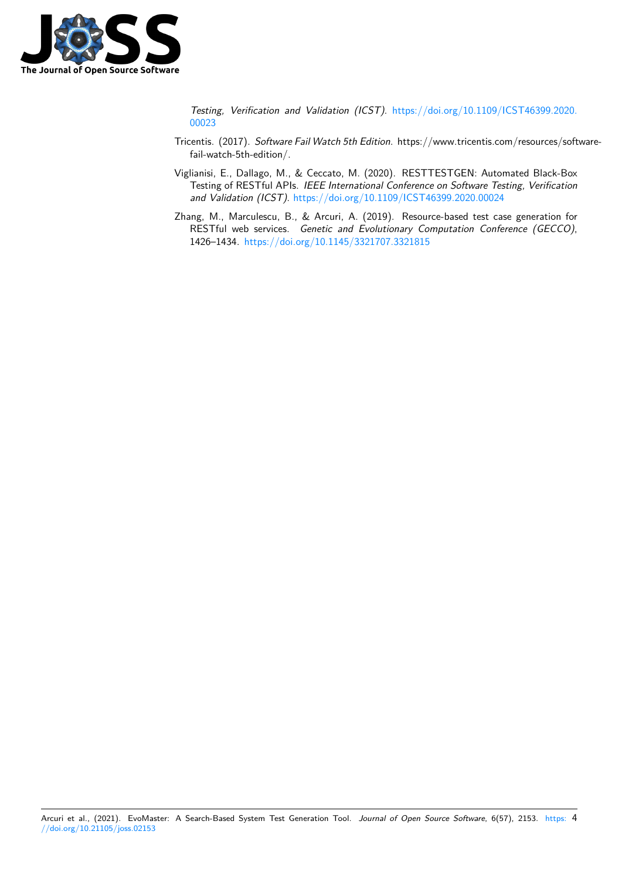*Testing, Verification and Validation (ICST)*. https://doi.org/10.1109/ICST46399.2020.00023

Tricentis. (2017). *Software Fail Watch 5th Edition*. https://www.tricentis.com/resources/software-fail-watch-5th-edition/.

Viglianisi, E., Dallago, M., & Ceccato, M. (2020). RESTTESTGEN: Automated Black-Box Testing of RESTful APIs. *IEEE International Conference on Software Testing, Verification and Validation (ICST)*. https://doi.org/10.1109/ICST46399.2020.00024

Zhang, M., Marculescu, B., & Arcuri, A. (2019). Resource-based test case generation for RESTful web services. *Genetic and Evolutionary Computation Conference (GECCO)*, 1426–1434. https://doi.org/10.1145/3321707.3321815